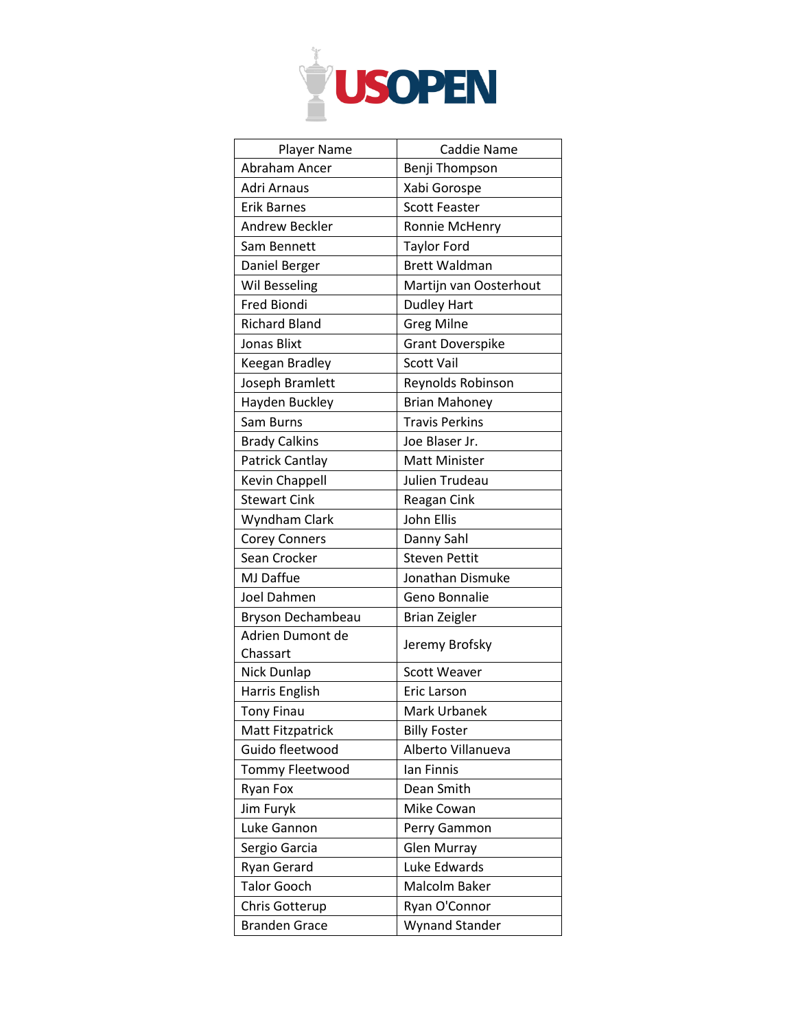# US OPEN

| Player Name | Caddie Name |
|---|---|
| Abraham Ancer | Benji Thompson |
| Adri Arnaus | Xabi Gorospe |
| Erik Barnes | Scott Feaster |
| Andrew Beckler | Ronnie McHenry |
| Sam Bennett | Taylor Ford |
| Daniel Berger | Brett Waldman |
| Wil Besseling | Martijn van Oosterhout |
| Fred Biondi | Dudley Hart |
| Richard Bland | Greg Milne |
| Jonas Blixt | Grant Doverspike |
| Keegan Bradley | Scott Vail |
| Joseph Bramlett | Reynolds Robinson |
| Hayden Buckley | Brian Mahoney |
| Sam Burns | Travis Perkins |
| Brady Calkins | Joe Blaser Jr. |
| Patrick Cantlay | Matt Minister |
| Kevin Chappell | Julien Trudeau |
| Stewart Cink | Reagan Cink |
| Wyndham Clark | John Ellis |
| Corey Conners | Danny Sahl |
| Sean Crocker | Steven Pettit |
| MJ Daffue | Jonathan Dismuke |
| Joel Dahmen | Geno Bonnalie |
| Bryson Dechambeau | Brian Zeigler |
| Adrien Dumont de Chassart | Jeremy Brofsky |
| Nick Dunlap | Scott Weaver |
| Harris English | Eric Larson |
| Tony Finau | Mark Urbanek |
| Matt Fitzpatrick | Billy Foster |
| Guido fleetwood | Alberto Villanueva |
| Tommy Fleetwood | Ian Finnis |
| Ryan Fox | Dean Smith |
| Jim Furyk | Mike Cowan |
| Luke Gannon | Perry Gammon |
| Sergio Garcia | Glen Murray |
| Ryan Gerard | Luke Edwards |
| Talor Gooch | Malcolm Baker |
| Chris Gotterup | Ryan O'Connor |
| Branden Grace | Wynand Stander |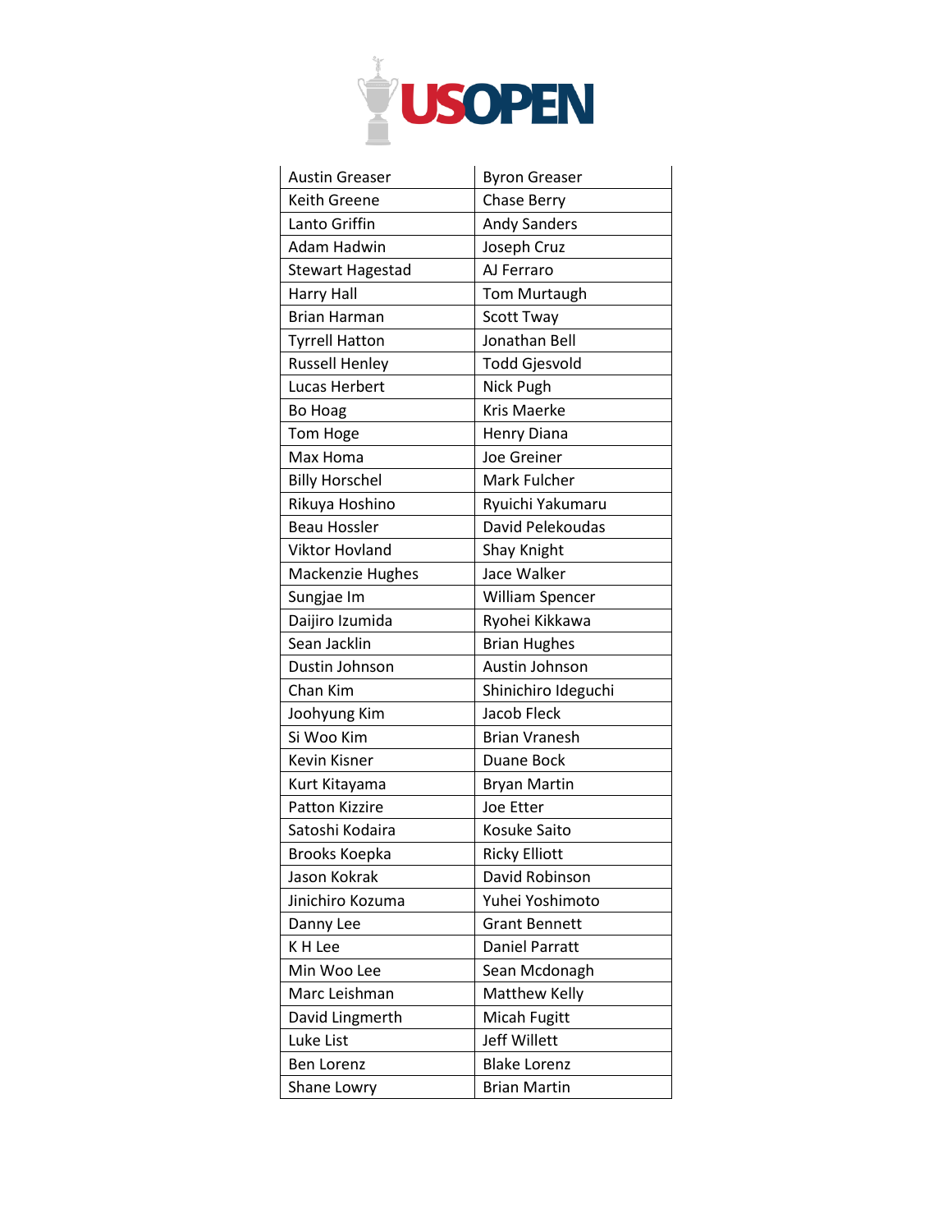| Austin Greaser | Byron Greaser |
|---|---|
| Keith Greene | Chase Berry |
| Lanto Griffin | Andy Sanders |
| Adam Hadwin | Joseph Cruz |
| Stewart Hagestad | AJ Ferraro |
| Harry Hall | Tom Murtaugh |
| Brian Harman | Scott Tway |
| Tyrrell Hatton | Jonathan Bell |
| Russell Henley | Todd Gjesvold |
| Lucas Herbert | Nick Pugh |
| Bo Hoag | Kris Maerke |
| Tom Hoge | Henry Diana |
| Max Homa | Joe Greiner |
| Billy Horschel | Mark Fulcher |
| Rikuya Hoshino | Ryuichi Yakumaru |
| Beau Hossler | David Pelekoudas |
| Viktor Hovland | Shay Knight |
| Mackenzie Hughes | Jace Walker |
| Sungjae Im | William Spencer |
| Daijiro Izumida | Ryohei Kikkawa |
| Sean Jacklin | Brian Hughes |
| Dustin Johnson | Austin Johnson |
| Chan Kim | Shinichiro Ideguchi |
| Joohyung Kim | Jacob Fleck |
| Si Woo Kim | Brian Vranesh |
| Kevin Kisner | Duane Bock |
| Kurt Kitayama | Bryan Martin |
| Patton Kizzire | Joe Etter |
| Satoshi Kodaira | Kosuke Saito |
| Brooks Koepka | Ricky Elliott |
| Jason Kokrak | David Robinson |
| Jinichiro Kozuma | Yuhei Yoshimoto |
| Danny Lee | Grant Bennett |
| K H Lee | Daniel Parratt |
| Min Woo Lee | Sean Mcdonagh |
| Marc Leishman | Matthew Kelly |
| David Lingmerth | Micah Fugitt |
| Luke List | Jeff Willett |
| Ben Lorenz | Blake Lorenz |
| Shane Lowry | Brian Martin |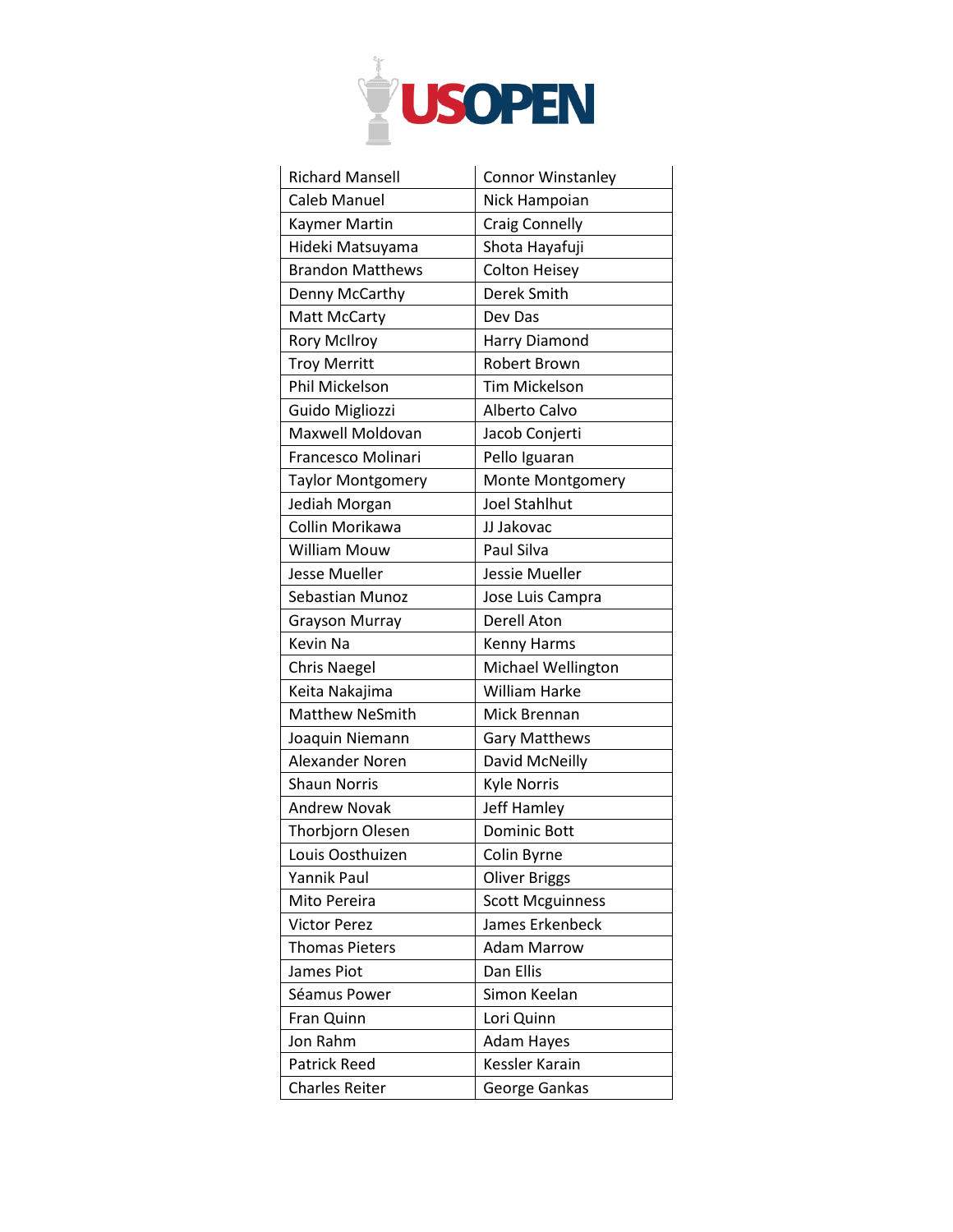# USOPEN

| | |
|---|---|
| Richard Mansell | Connor Winstanley |
| Caleb Manuel | Nick Hampoian |
| Kaymer Martin | Craig Connelly |
| Hideki Matsuyama | Shota Hayafuji |
| Brandon Matthews | Colton Heisey |
| Denny McCarthy | Derek Smith |
| Matt McCarty | Dev Das |
| Rory McIlroy | Harry Diamond |
| Troy Merritt | Robert Brown |
| Phil Mickelson | Tim Mickelson |
| Guido Migliozzi | Alberto Calvo |
| Maxwell Moldovan | Jacob Conjerti |
| Francesco Molinari | Pello Iguaran |
| Taylor Montgomery | Monte Montgomery |
| Jediah Morgan | Joel Stahlhut |
| Collin Morikawa | JJ Jakovac |
| William Mouw | Paul Silva |
| Jesse Mueller | Jessie Mueller |
| Sebastian Munoz | Jose Luis Campra |
| Grayson Murray | Derell Aton |
| Kevin Na | Kenny Harms |
| Chris Naegel | Michael Wellington |
| Keita Nakajima | William Harke |
| Matthew NeSmith | Mick Brennan |
| Joaquin Niemann | Gary Matthews |
| Alexander Noren | David McNeilly |
| Shaun Norris | Kyle Norris |
| Andrew Novak | Jeff Hamley |
| Thorbjorn Olesen | Dominic Bott |
| Louis Oosthuizen | Colin Byrne |
| Yannik Paul | Oliver Briggs |
| Mito Pereira | Scott Mcguinness |
| Victor Perez | James Erkenbeck |
| Thomas Pieters | Adam Marrow |
| James Piot | Dan Ellis |
| Séamus Power | Simon Keelan |
| Fran Quinn | Lori Quinn |
| Jon Rahm | Adam Hayes |
| Patrick Reed | Kessler Karain |
| Charles Reiter | George Gankas |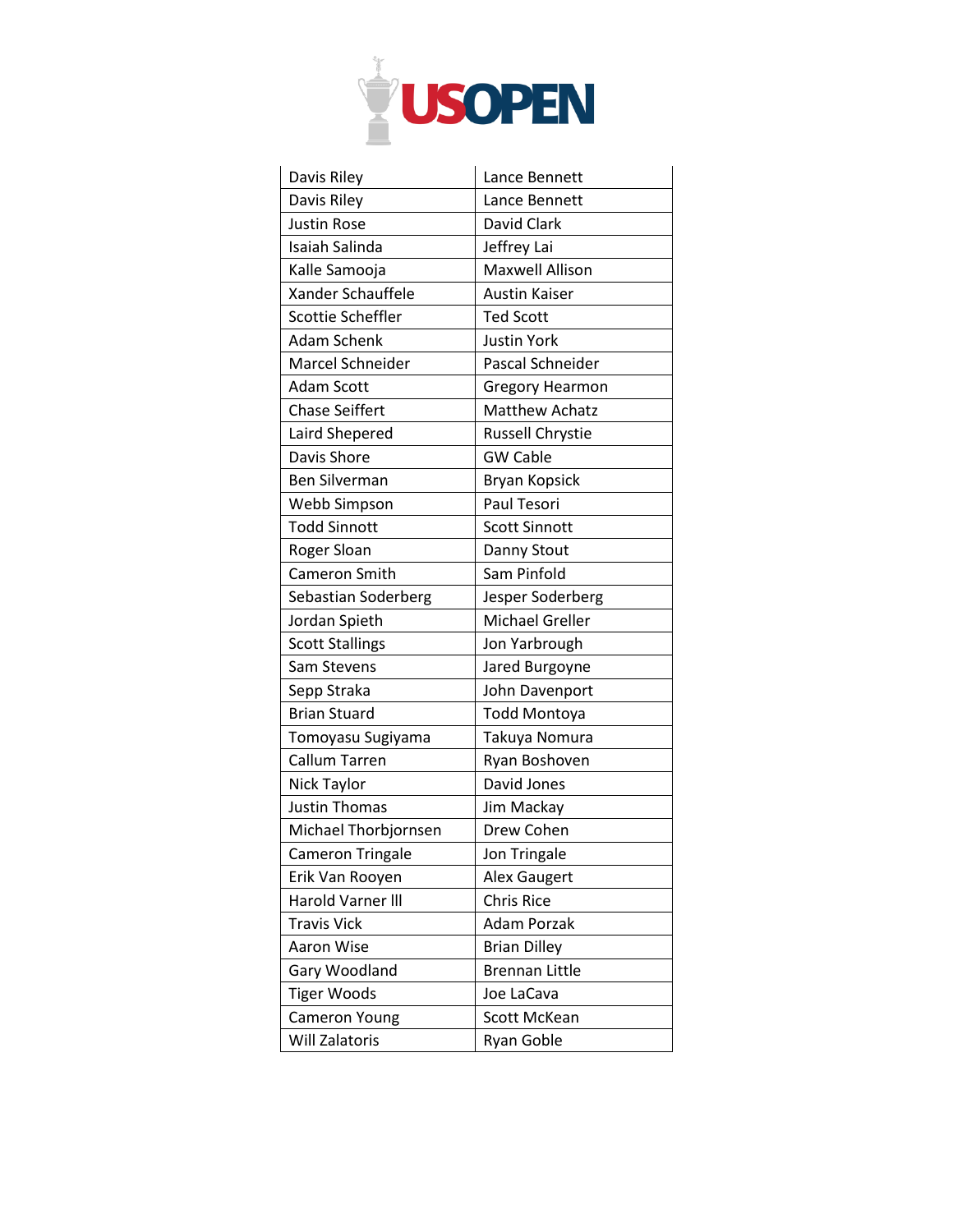| | |
|---|---|
| Davis Riley | Lance Bennett |
| Davis Riley | Lance Bennett |
| Justin Rose | David Clark |
| Isaiah Salinda | Jeffrey Lai |
| Kalle Samooja | Maxwell Allison |
| Xander Schauffele | Austin Kaiser |
| Scottie Scheffler | Ted Scott |
| Adam Schenk | Justin York |
| Marcel Schneider | Pascal Schneider |
| Adam Scott | Gregory Hearmon |
| Chase Seiffert | Matthew Achatz |
| Laird Shepered | Russell Chrystie |
| Davis Shore | GW Cable |
| Ben Silverman | Bryan Kopsick |
| Webb Simpson | Paul Tesori |
| Todd Sinnott | Scott Sinnott |
| Roger Sloan | Danny Stout |
| Cameron Smith | Sam Pinfold |
| Sebastian Soderberg | Jesper Soderberg |
| Jordan Spieth | Michael Greller |
| Scott Stallings | Jon Yarbrough |
| Sam Stevens | Jared Burgoyne |
| Sepp Straka | John Davenport |
| Brian Stuard | Todd Montoya |
| Tomoyasu Sugiyama | Takuya Nomura |
| Callum Tarren | Ryan Boshoven |
| Nick Taylor | David Jones |
| Justin Thomas | Jim Mackay |
| Michael Thorbjornsen | Drew Cohen |
| Cameron Tringale | Jon Tringale |
| Erik Van Rooyen | Alex Gaugert |
| Harold Varner lll | Chris Rice |
| Travis Vick | Adam Porzak |
| Aaron Wise | Brian Dilley |
| Gary Woodland | Brennan Little |
| Tiger Woods | Joe LaCava |
| Cameron Young | Scott McKean |
| Will Zalatoris | Ryan Goble |